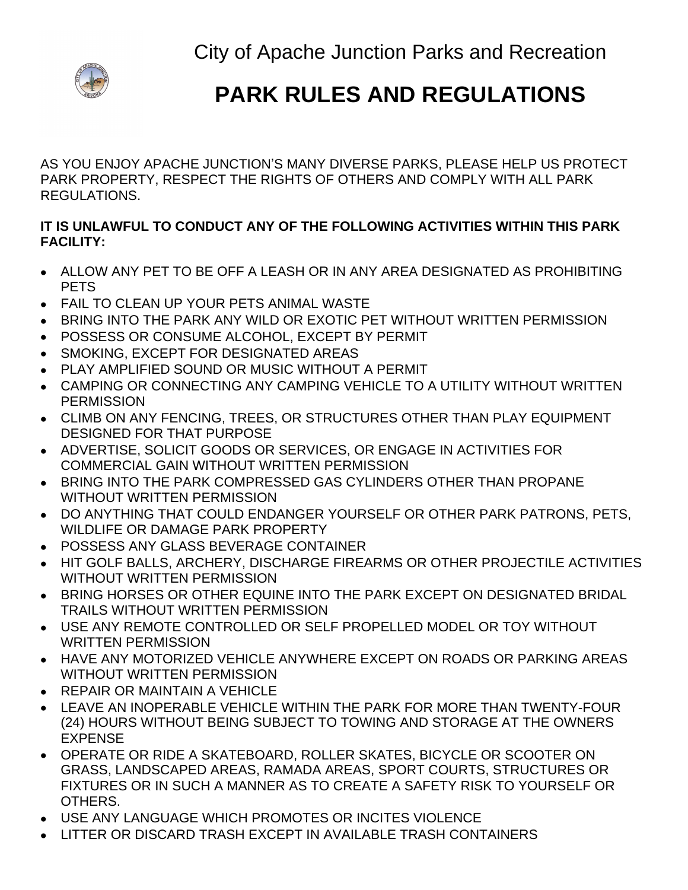City of Apache Junction Parks and Recreation

# PARK RULES AND REGULATIONS

AS YOU ENJOY APACHE JUNCTION'S MANY DIVERSE PARKS, PLEASE HELP US PROTECT PARK PROPERTY, RESPECT THE RIGHTS OF OTHERS AND COMPLY WITH ALL PARK REGULATIONS.

**IT IS UNLAWFUL TO CONDUCT ANY OF THE FOLLOWING ACTIVITIES WITHIN THIS PARK FACILITY:**

- ALLOW ANY PET TO BE OFF A LEASH OR IN ANY AREA DESIGNATED AS PROHIBITING PETS
- FAIL TO CLEAN UP YOUR PETS ANIMAL WASTE
- BRING INTO THE PARK ANY WILD OR EXOTIC PET WITHOUT WRITTEN PERMISSION
- POSSESS OR CONSUME ALCOHOL, EXCEPT BY PERMIT
- SMOKING, EXCEPT FOR DESIGNATED AREAS
- PLAY AMPLIFIED SOUND OR MUSIC WITHOUT A PERMIT
- CAMPING OR CONNECTING ANY CAMPING VEHICLE TO A UTILITY WITHOUT WRITTEN PERMISSION
- CLIMB ON ANY FENCING, TREES, OR STRUCTURES OTHER THAN PLAY EQUIPMENT DESIGNED FOR THAT PURPOSE
- ADVERTISE, SOLICIT GOODS OR SERVICES, OR ENGAGE IN ACTIVITIES FOR COMMERCIAL GAIN WITHOUT WRITTEN PERMISSION
- BRING INTO THE PARK COMPRESSED GAS CYLINDERS OTHER THAN PROPANE WITHOUT WRITTEN PERMISSION
- DO ANYTHING THAT COULD ENDANGER YOURSELF OR OTHER PARK PATRONS, PETS, WILDLIFE OR DAMAGE PARK PROPERTY
- POSSESS ANY GLASS BEVERAGE CONTAINER
- HIT GOLF BALLS, ARCHERY, DISCHARGE FIREARMS OR OTHER PROJECTILE ACTIVITIES WITHOUT WRITTEN PERMISSION
- BRING HORSES OR OTHER EQUINE INTO THE PARK EXCEPT ON DESIGNATED BRIDAL TRAILS WITHOUT WRITTEN PERMISSION
- USE ANY REMOTE CONTROLLED OR SELF PROPELLED MODEL OR TOY WITHOUT WRITTEN PERMISSION
- HAVE ANY MOTORIZED VEHICLE ANYWHERE EXCEPT ON ROADS OR PARKING AREAS WITHOUT WRITTEN PERMISSION
- REPAIR OR MAINTAIN A VEHICLE
- LEAVE AN INOPERABLE VEHICLE WITHIN THE PARK FOR MORE THAN TWENTY-FOUR (24) HOURS WITHOUT BEING SUBJECT TO TOWING AND STORAGE AT THE OWNERS EXPENSE
- OPERATE OR RIDE A SKATEBOARD, ROLLER SKATES, BICYCLE OR SCOOTER ON GRASS, LANDSCAPED AREAS, RAMADA AREAS, SPORT COURTS, STRUCTURES OR FIXTURES OR IN SUCH A MANNER AS TO CREATE A SAFETY RISK TO YOURSELF OR OTHERS.
- USE ANY LANGUAGE WHICH PROMOTES OR INCITES VIOLENCE
- LITTER OR DISCARD TRASH EXCEPT IN AVAILABLE TRASH CONTAINERS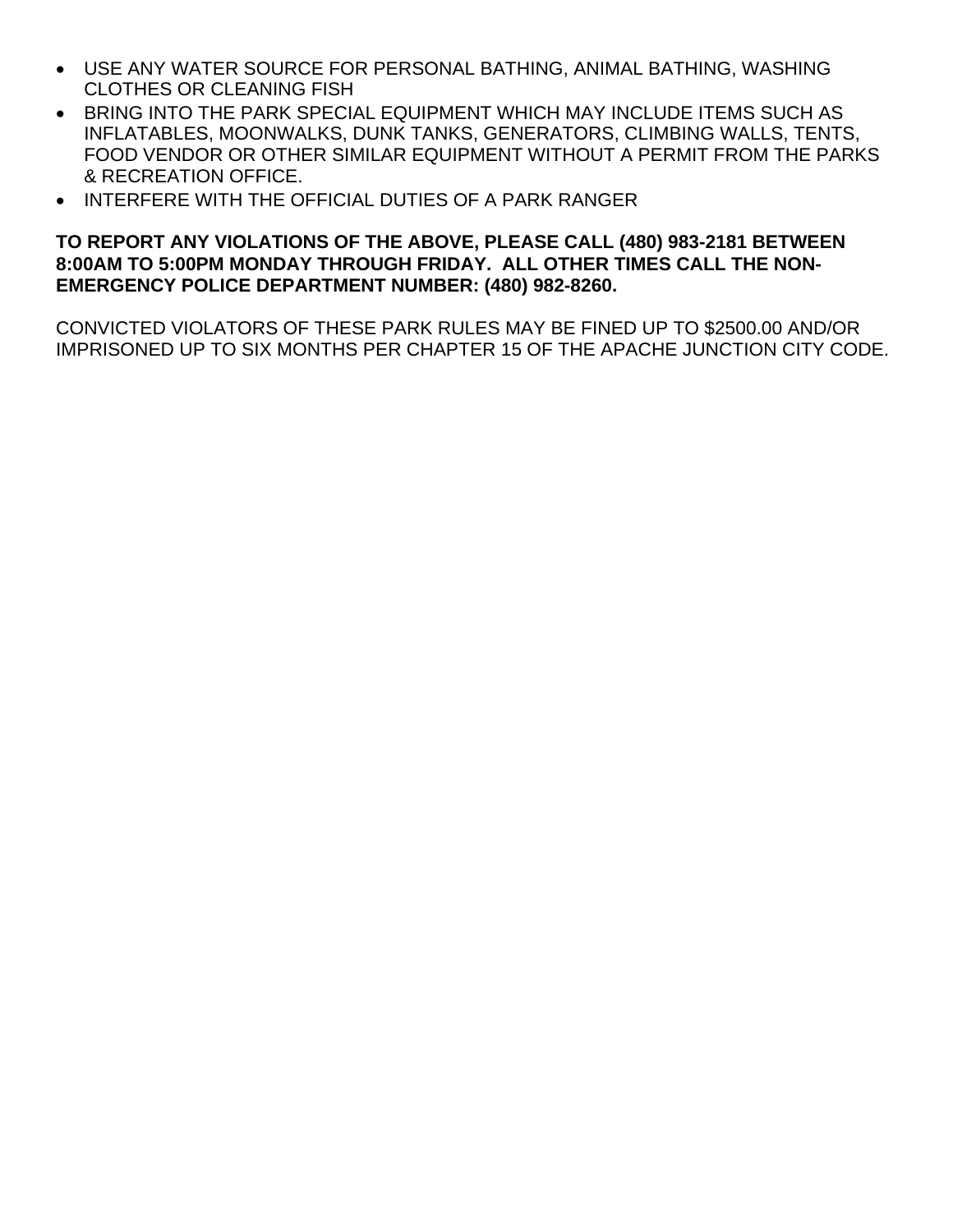- USE ANY WATER SOURCE FOR PERSONAL BATHING, ANIMAL BATHING, WASHING CLOTHES OR CLEANING FISH
- BRING INTO THE PARK SPECIAL EQUIPMENT WHICH MAY INCLUDE ITEMS SUCH AS INFLATABLES, MOONWALKS, DUNK TANKS, GENERATORS, CLIMBING WALLS, TENTS, FOOD VENDOR OR OTHER SIMILAR EQUIPMENT WITHOUT A PERMIT FROM THE PARKS & RECREATION OFFICE.
- INTERFERE WITH THE OFFICIAL DUTIES OF A PARK RANGER

**TO REPORT ANY VIOLATIONS OF THE ABOVE, PLEASE CALL (480) 983-2181 BETWEEN 8:00AM TO 5:00PM MONDAY THROUGH FRIDAY. ALL OTHER TIMES CALL THE NON-EMERGENCY POLICE DEPARTMENT NUMBER: (480) 982-8260.**

CONVICTED VIOLATORS OF THESE PARK RULES MAY BE FINED UP TO $2500.00 AND/OR IMPRISONED UP TO SIX MONTHS PER CHAPTER 15 OF THE APACHE JUNCTION CITY CODE.